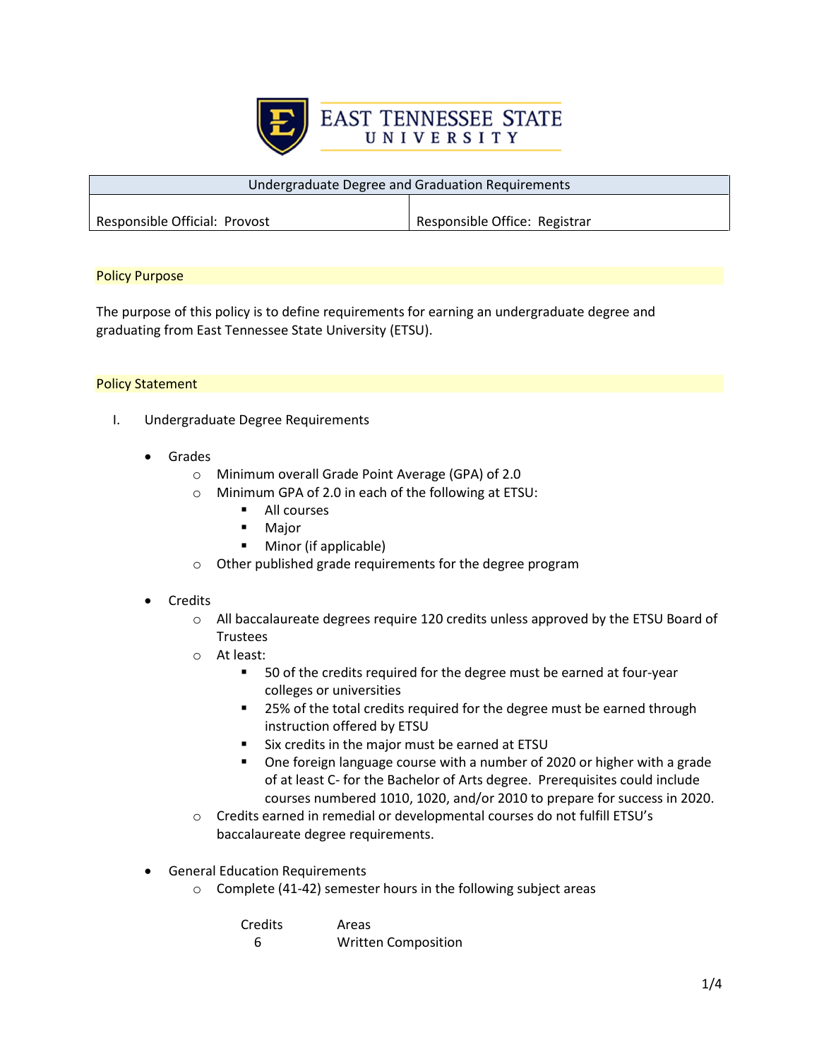# EAST TENNESSEE STATE UNIVERSITY

| Undergraduate Degree and Graduation Requirements | |
|---|---|
| Responsible Official: Provost | Responsible Office: Registrar |

## Policy Purpose

The purpose of this policy is to define requirements for earning an undergraduate degree and graduating from East Tennessee State University (ETSU).

## Policy Statement

I. Undergraduate Degree Requirements

- Grades
  - Minimum overall Grade Point Average (GPA) of 2.0
  - Minimum GPA of 2.0 in each of the following at ETSU:
    - All courses
    - Major
    - Minor (if applicable)
  - Other published grade requirements for the degree program

- Credits
  - All baccalaureate degrees require 120 credits unless approved by the ETSU Board of Trustees
  - At least:
    - 50 of the credits required for the degree must be earned at four-year colleges or universities
    - 25% of the total credits required for the degree must be earned through instruction offered by ETSU
    - Six credits in the major must be earned at ETSU
    - One foreign language course with a number of 2020 or higher with a grade of at least C- for the Bachelor of Arts degree. Prerequisites could include courses numbered 1010, 1020, and/or 2010 to prepare for success in 2020.
  - Credits earned in remedial or developmental courses do not fulfill ETSU's baccalaureate degree requirements.

- General Education Requirements
  - Complete (41-42) semester hours in the following subject areas

| Credits | Areas |
|---|---|
| 6 | Written Composition |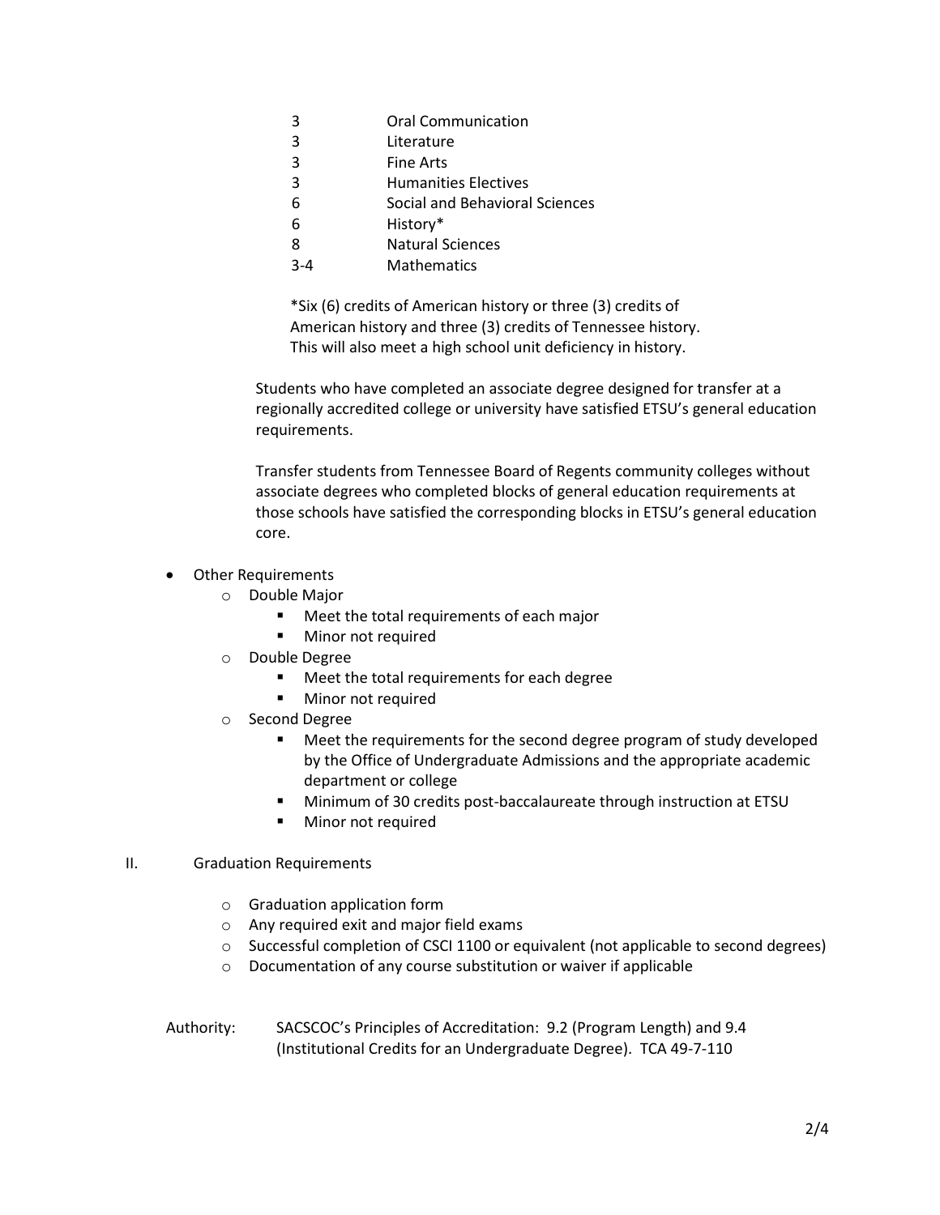| Credits | Area |
|---|---|
| 3 | Oral Communication |
| 3 | Literature |
| 3 | Fine Arts |
| 3 | Humanities Electives |
| 6 | Social and Behavioral Sciences |
| 6 | History* |
| 8 | Natural Sciences |
| 3-4 | Mathematics |

*Six (6) credits of American history or three (3) credits of American history and three (3) credits of Tennessee history. This will also meet a high school unit deficiency in history.

Students who have completed an associate degree designed for transfer at a regionally accredited college or university have satisfied ETSU's general education requirements.

Transfer students from Tennessee Board of Regents community colleges without associate degrees who completed blocks of general education requirements at those schools have satisfied the corresponding blocks in ETSU's general education core.

- Other Requirements
  - Double Major
    - Meet the total requirements of each major
    - Minor not required
  - Double Degree
    - Meet the total requirements for each degree
    - Minor not required
  - Second Degree
    - Meet the requirements for the second degree program of study developed by the Office of Undergraduate Admissions and the appropriate academic department or college
    - Minimum of 30 credits post-baccalaureate through instruction at ETSU
    - Minor not required

## II. Graduation Requirements

- Graduation application form
- Any required exit and major field exams
- Successful completion of CSCI 1100 or equivalent (not applicable to second degrees)
- Documentation of any course substitution or waiver if applicable

Authority: SACSCOC's Principles of Accreditation: 9.2 (Program Length) and 9.4 (Institutional Credits for an Undergraduate Degree). TCA 49-7-110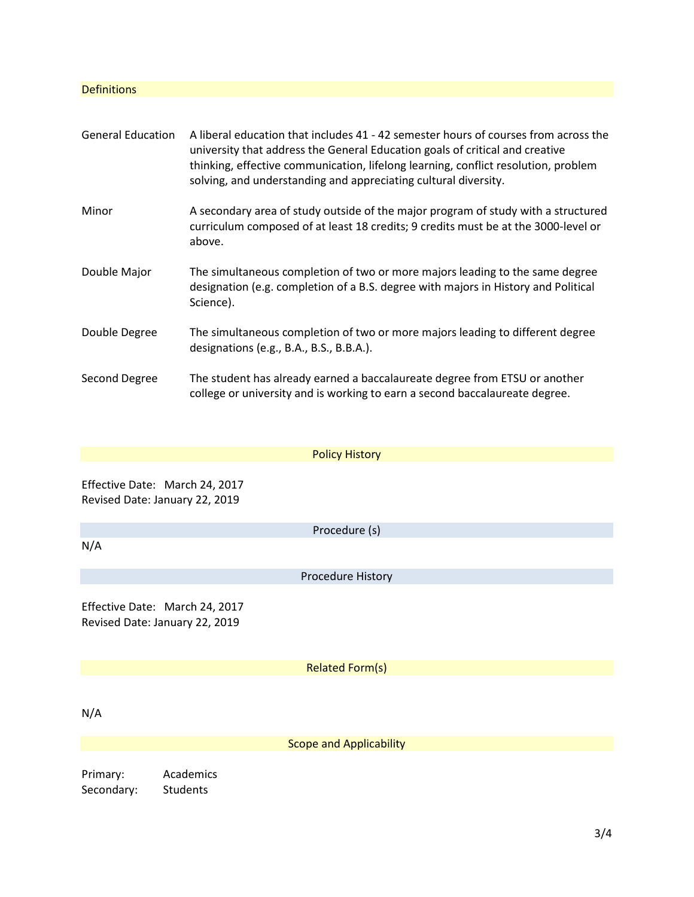## Definitions

| | |
|---|---|
| General Education | A liberal education that includes 41 - 42 semester hours of courses from across the university that address the General Education goals of critical and creative thinking, effective communication, lifelong learning, conflict resolution, problem solving, and understanding and appreciating cultural diversity. |
| Minor | A secondary area of study outside of the major program of study with a structured curriculum composed of at least 18 credits; 9 credits must be at the 3000-level or above. |
| Double Major | The simultaneous completion of two or more majors leading to the same degree designation (e.g. completion of a B.S. degree with majors in History and Political Science). |
| Double Degree | The simultaneous completion of two or more majors leading to different degree designations (e.g., B.A., B.S., B.B.A.). |
| Second Degree | The student has already earned a baccalaureate degree from ETSU or another college or university and is working to earn a second baccalaureate degree. |

## Policy History

Effective Date: March 24, 2017
Revised Date: January 22, 2019

## Procedure (s)

N/A

## Procedure History

Effective Date: March 24, 2017
Revised Date: January 22, 2019

## Related Form(s)

N/A

## Scope and Applicability

Primary: Academics
Secondary: Students